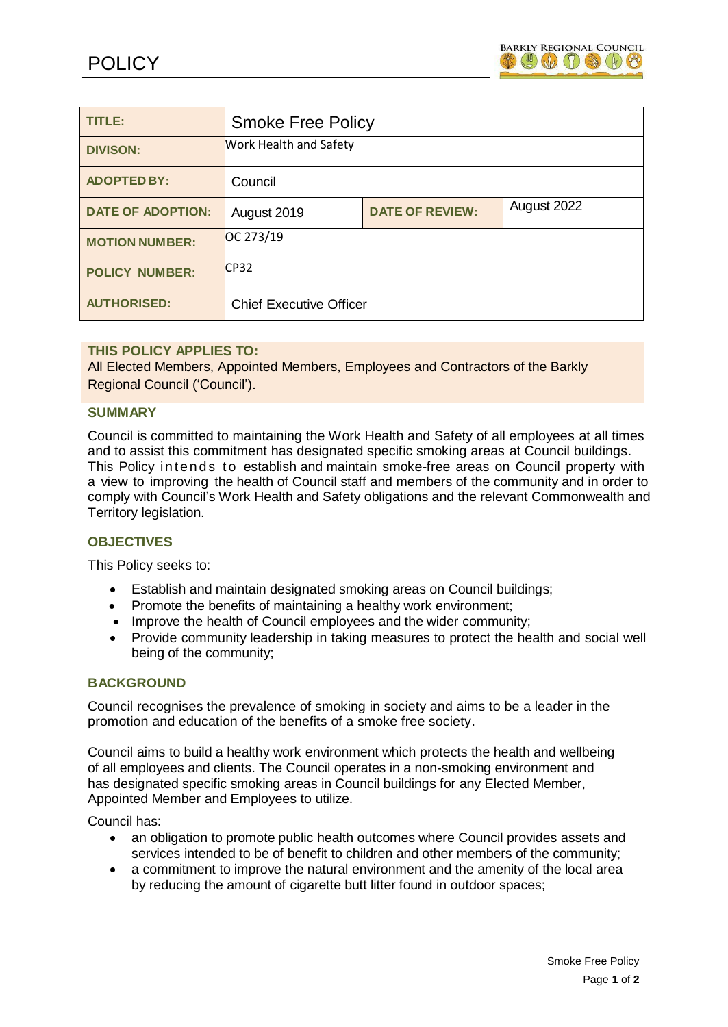# POLICY

BARKLY REGIONAL COUNCIL

| TITLE: | Smoke Free Policy | | |
|---|---|---|---|
| DIVISON: | Work Health and Safety | | |
| ADOPTED BY: | Council | | |
| DATE OF ADOPTION: | August 2019 | DATE OF REVIEW: | August 2022 |
| MOTION NUMBER: | OC 273/19 | | |
| POLICY NUMBER: | CP32 | | |
| AUTHORISED: | Chief Executive Officer | | |

**THIS POLICY APPLIES TO:**
All Elected Members, Appointed Members, Employees and Contractors of the Barkly Regional Council ('Council').

## SUMMARY

Council is committed to maintaining the Work Health and Safety of all employees at all times and to assist this commitment has designated specific smoking areas at Council buildings. This Policy intends to establish and maintain smoke-free areas on Council property with a view to improving the health of Council staff and members of the community and in order to comply with Council's Work Health and Safety obligations and the relevant Commonwealth and Territory legislation.

## OBJECTIVES

This Policy seeks to:

- Establish and maintain designated smoking areas on Council buildings;
- Promote the benefits of maintaining a healthy work environment;
- Improve the health of Council employees and the wider community;
- Provide community leadership in taking measures to protect the health and social well being of the community;

## BACKGROUND

Council recognises the prevalence of smoking in society and aims to be a leader in the promotion and education of the benefits of a smoke free society.

Council aims to build a healthy work environment which protects the health and wellbeing of all employees and clients. The Council operates in a non-smoking environment and has designated specific smoking areas in Council buildings for any Elected Member, Appointed Member and Employees to utilize.

Council has:

- an obligation to promote public health outcomes where Council provides assets and services intended to be of benefit to children and other members of the community;
- a commitment to improve the natural environment and the amenity of the local area by reducing the amount of cigarette butt litter found in outdoor spaces;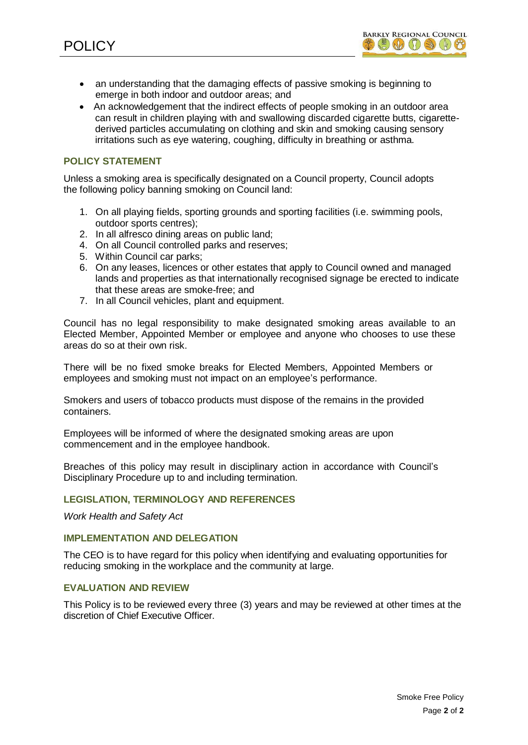- an understanding that the damaging effects of passive smoking is beginning to emerge in both indoor and outdoor areas; and
- An acknowledgement that the indirect effects of people smoking in an outdoor area can result in children playing with and swallowing discarded cigarette butts, cigarette-derived particles accumulating on clothing and skin and smoking causing sensory irritations such as eye watering, coughing, difficulty in breathing or asthma.

## POLICY STATEMENT

Unless a smoking area is specifically designated on a Council property, Council adopts the following policy banning smoking on Council land:

1. On all playing fields, sporting grounds and sporting facilities (i.e. swimming pools, outdoor sports centres);
2. In all alfresco dining areas on public land;
4. On all Council controlled parks and reserves;
5. Within Council car parks;
6. On any leases, licences or other estates that apply to Council owned and managed lands and properties as that internationally recognised signage be erected to indicate that these areas are smoke-free; and
7. In all Council vehicles, plant and equipment.

Council has no legal responsibility to make designated smoking areas available to an Elected Member, Appointed Member or employee and anyone who chooses to use these areas do so at their own risk.

There will be no fixed smoke breaks for Elected Members, Appointed Members or employees and smoking must not impact on an employee's performance.

Smokers and users of tobacco products must dispose of the remains in the provided containers.

Employees will be informed of where the designated smoking areas are upon commencement and in the employee handbook.

Breaches of this policy may result in disciplinary action in accordance with Council's Disciplinary Procedure up to and including termination.

## LEGISLATION, TERMINOLOGY AND REFERENCES

*Work Health and Safety Act*

## IMPLEMENTATION AND DELEGATION

The CEO is to have regard for this policy when identifying and evaluating opportunities for reducing smoking in the workplace and the community at large.

## EVALUATION AND REVIEW

This Policy is to be reviewed every three (3) years and may be reviewed at other times at the discretion of Chief Executive Officer.